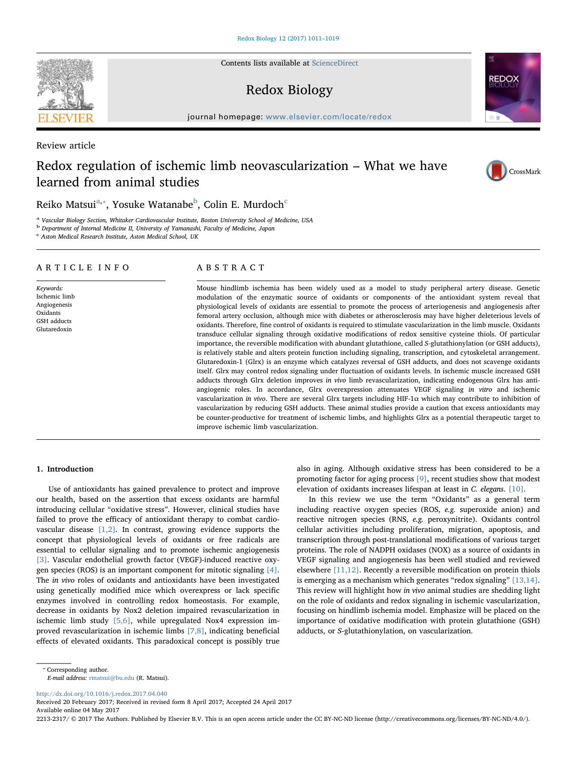Review article

# Redox regulation of ischemic limb neovascularization – What we have learned from animal studies

Reiko Matsui[a,*], Yosuke Watanabe[b], Colin E. Murdoch[c]

[a] Vascular Biology Section, Whitaker Cardiovascular Institute, Boston University School of Medicine, USA
[b] Department of Internal Medicine II, University of Yamanashi, Faculty of Medicine, Japan
[c] Aston Medical Research Institute, Aston Medical School, UK

## ARTICLE INFO

*Keywords:*
Ischemic limb
Angiogenesis
Oxidants
GSH adducts
Glutaredoxin

## ABSTRACT

Mouse hindlimb ischemia has been widely used as a model to study peripheral artery disease. Genetic modulation of the enzymatic source of oxidants or components of the antioxidant system reveal that physiological levels of oxidants are essential to promote the process of arteriogenesis and angiogenesis after femoral artery occlusion, although mice with diabetes or atherosclerosis may have higher deleterious levels of oxidants. Therefore, fine control of oxidants is required to stimulate vascularization in the limb muscle. Oxidants transduce cellular signaling through oxidative modifications of redox sensitive cysteine thiols. Of particular importance, the reversible modification with abundant glutathione, called *S*-glutathionylation (or GSH adducts), is relatively stable and alters protein function including signaling, transcription, and cytoskeletal arrangement. Glutaredoxin-1 (Glrx) is an enzyme which catalyzes reversal of GSH adducts, and does not scavenge oxidants itself. Glrx may control redox signaling under fluctuation of oxidants levels. In ischemic muscle increased GSH adducts through Glrx deletion improves *in vivo* limb revascularization, indicating endogenous Glrx has anti-angiogenic roles. In accordance, Glrx overexpression attenuates VEGF signaling *in vitro* and ischemic vascularization *in vivo*. There are several Glrx targets including HIF-1α which may contribute to inhibition of vascularization by reducing GSH adducts. These animal studies provide a caution that excess antioxidants may be counter-productive for treatment of ischemic limbs, and highlights Glrx as a potential therapeutic target to improve ischemic limb vascularization.

## 1. Introduction

Use of antioxidants has gained prevalence to protect and improve our health, based on the assertion that excess oxidants are harmful introducing cellular "oxidative stress". However, clinical studies have failed to prove the efficacy of antioxidant therapy to combat cardiovascular disease [1,2]. In contrast, growing evidence supports the concept that physiological levels of oxidants or free radicals are essential to cellular signaling and to promote ischemic angiogenesis [3]. Vascular endothelial growth factor (VEGF)-induced reactive oxygen species (ROS) is an important component for mitotic signaling [4]. The *in vivo* roles of oxidants and antioxidants have been investigated using genetically modified mice which overexpress or lack specific enzymes involved in controlling redox homeostasis. For example, decrease in oxidants by Nox2 deletion impaired revascularization in ischemic limb study [5,6], while upregulated Nox4 expression improved revascularization in ischemic limbs [7,8], indicating beneficial effects of elevated oxidants. This paradoxical concept is possibly true also in aging. Although oxidative stress has been considered to be a promoting factor for aging process [9], recent studies show that modest elevation of oxidants increases lifespan at least in *C. elegans*. [10].

In this review we use the term "Oxidants" as a general term including reactive oxygen species (ROS, *e.g.* superoxide anion) and reactive nitrogen species (RNS, *e.g.* peroxynitrite). Oxidants control cellular activities including proliferation, migration, apoptosis, and transcription through post-translational modifications of various target proteins. The role of NADPH oxidases (NOX) as a source of oxidants in VEGF signaling and angiogenesis has been well studied and reviewed elsewhere [11,12]. Recently a reversible modification on protein thiols is emerging as a mechanism which generates "redox signaling" [13,14]. This review will highlight how *in vivo* animal studies are shedding light on the role of oxidants and redox signaling in ischemic vascularization, focusing on hindlimb ischemia model. Emphasize will be placed on the importance of oxidative modification with protein glutathione (GSH) adducts, or *S*-glutathionylation, on vascularization.

* Corresponding author.
*E-mail address:* rmatsui@bu.edu (R. Matsui).

http://dx.doi.org/10.1016/j.redox.2017.04.040
Received 20 February 2017; Received in revised form 8 April 2017; Accepted 24 April 2017
Available online 04 May 2017
2213-2317/ © 2017 The Authors. Published by Elsevier B.V. This is an open access article under the CC BY-NC-ND license (http://creativecommons.org/licenses/BY-NC-ND/4.0/).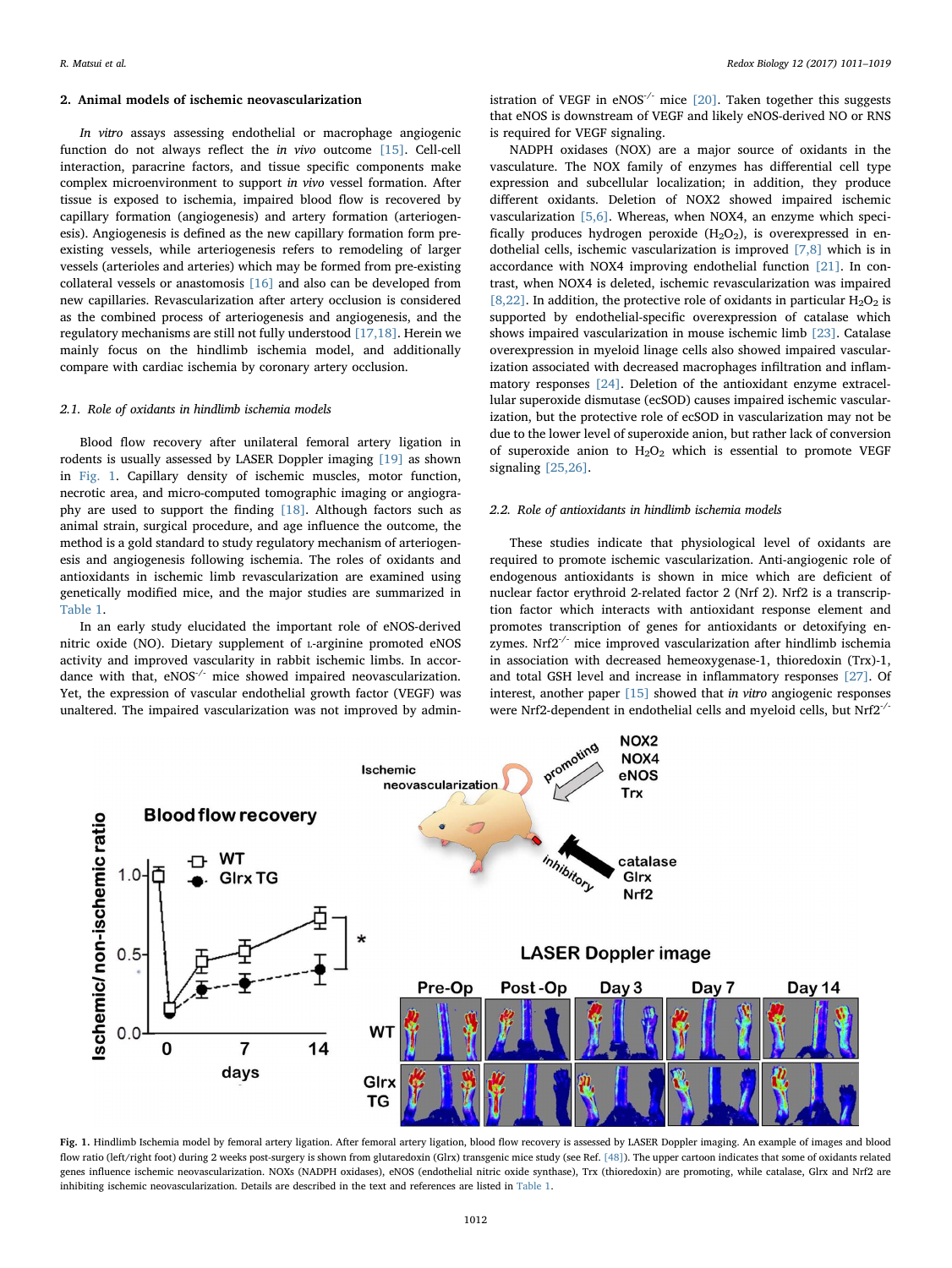## 2. Animal models of ischemic neovascularization

*In vitro* assays assessing endothelial or macrophage angiogenic function do not always reflect the *in vivo* outcome [15]. Cell-cell interaction, paracrine factors, and tissue specific components make complex microenvironment to support *in vivo* vessel formation. After tissue is exposed to ischemia, impaired blood flow is recovered by capillary formation (angiogenesis) and artery formation (arteriogenesis). Angiogenesis is defined as the new capillary formation form pre-existing vessels, while arteriogenesis refers to remodeling of larger vessels (arterioles and arteries) which may be formed from pre-existing collateral vessels or anastomosis [16] and also can be developed from new capillaries. Revascularization after artery occlusion is considered as the combined process of arteriogenesis and angiogenesis, and the regulatory mechanisms are still not fully understood [17,18]. Herein we mainly focus on the hindlimb ischemia model, and additionally compare with cardiac ischemia by coronary artery occlusion.

### 2.1. Role of oxidants in hindlimb ischemia models

Blood flow recovery after unilateral femoral artery ligation in rodents is usually assessed by LASER Doppler imaging [19] as shown in Fig. 1. Capillary density of ischemic muscles, motor function, necrotic area, and micro-computed tomographic imaging or angiography are used to support the finding [18]. Although factors such as animal strain, surgical procedure, and age influence the outcome, the method is a gold standard to study regulatory mechanism of arteriogenesis and angiogenesis following ischemia. The roles of oxidants and antioxidants in ischemic limb revascularization are examined using genetically modified mice, and the major studies are summarized in Table 1.

In an early study elucidated the important role of eNOS-derived nitric oxide (NO). Dietary supplement of L-arginine promoted eNOS activity and improved vascularity in rabbit ischemic limbs. In accordance with that, eNOS$^{-/-}$ mice showed impaired neovascularization. Yet, the expression of vascular endothelial growth factor (VEGF) was unaltered. The impaired vascularization was not improved by administration of VEGF in eNOS$^{-/-}$ mice [20]. Taken together this suggests that eNOS is downstream of VEGF and likely eNOS-derived NO or RNS is required for VEGF signaling.

NADPH oxidases (NOX) are a major source of oxidants in the vasculature. The NOX family of enzymes has differential cell type expression and subcellular localization; in addition, they produce different oxidants. Deletion of NOX2 showed impaired ischemic vascularization [5,6]. Whereas, when NOX4, an enzyme which specifically produces hydrogen peroxide ($H_2O_2$), is overexpressed in endothelial cells, ischemic vascularization is improved [7,8] which is in accordance with NOX4 improving endothelial function [21]. In contrast, when NOX4 is deleted, ischemic revascularization was impaired [8,22]. In addition, the protective role of oxidants in particular $H_2O_2$ is supported by endothelial-specific overexpression of catalase which shows impaired vascularization in mouse ischemic limb [23]. Catalase overexpression in myeloid linage cells also showed impaired vascularization associated with decreased macrophages infiltration and inflammatory responses [24]. Deletion of the antioxidant enzyme extracellular superoxide dismutase (ecSOD) causes impaired ischemic vascularization, but the protective role of ecSOD in vascularization may not be due to the lower level of superoxide anion, but rather lack of conversion of superoxide anion to $H_2O_2$ which is essential to promote VEGF signaling [25,26].

### 2.2. Role of antioxidants in hindlimb ischemia models

These studies indicate that physiological level of oxidants are required to promote ischemic vascularization. Anti-angiogenic role of endogenous antioxidants is shown in mice which are deficient of nuclear factor erythroid 2-related factor 2 (Nrf 2). Nrf2 is a transcription factor which interacts with antioxidant response element and promotes transcription of genes for antioxidants or detoxifying enzymes. Nrf2$^{-/-}$ mice improved vascularization after hindlimb ischemia in association with decreased hemeoxygenase-1, thioredoxin (Trx)-1, and total GSH level and increase in inflammatory responses [27]. Of interest, another paper [15] showed that *in vitro* angiogenic responses were Nrf2-dependent in endothelial cells and myeloid cells, but Nrf2$^{-/-}$

**Fig. 1.** Hindlimb Ischemia model by femoral artery ligation. After femoral artery ligation, blood flow recovery is assessed by LASER Doppler imaging. An example of images and blood flow ratio (left/right foot) during 2 weeks post-surgery is shown from glutaredoxin (Glrx) transgenic mice study (see Ref. [48]). The upper cartoon indicates that some of oxidants related genes influence ischemic neovascularization. NOXs (NADPH oxidases), eNOS (endothelial nitric oxide synthase), Trx (thioredoxin) are promoting, while catalase, Glrx and Nrf2 are inhibiting ischemic neovascularization. Details are described in the text and references are listed in Table 1.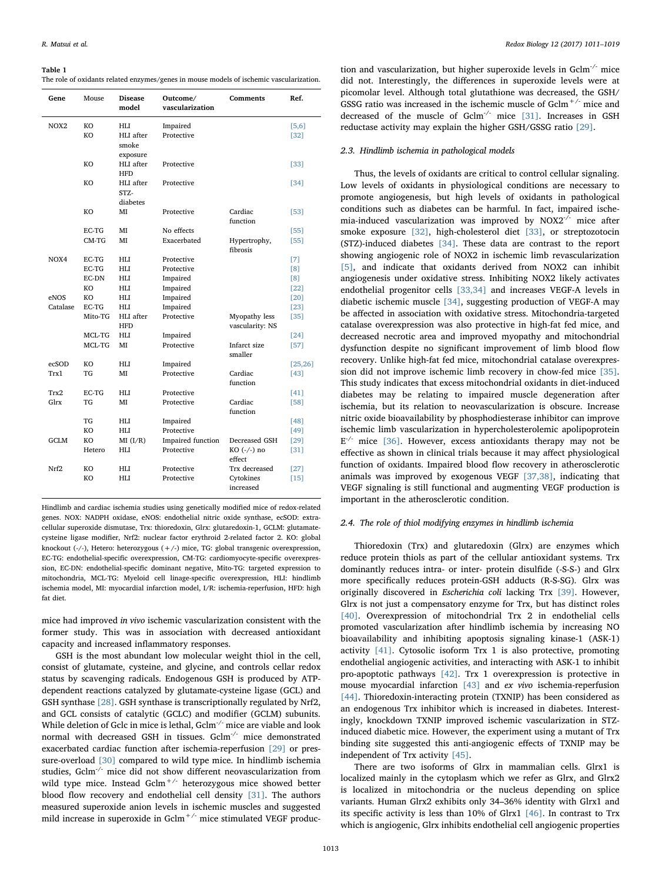**Table 1**
The role of oxidants related enzymes/genes in mouse models of ischemic vascularization.

| Gene | Mouse | Disease model | Outcome/ vascularization | Comments | Ref. |
|---|---|---|---|---|---|
| NOX2 | KO | HLI | Impaired | | [5,6] |
| | KO | HLI after smoke exposure | Protective | | [32] |
| | KO | HLI after HFD | Protective | | [33] |
| | KO | HLI after STZ-diabetes | Protective | | [34] |
| | KO | MI | Protective | Cardiac function | [53] |
| | EC-TG | MI | No effects | | [55] |
| | CM-TG | MI | Exacerbated | Hypertrophy, fibrosis | [55] |
| NOX4 | EC-TG | HLI | Protective | | [7] |
| | EC-TG | HLI | Protective | | [8] |
| | EC-DN | HLI | Impaired | | [8] |
| | KO | HLI | Impaired | | [22] |
| eNOS | KO | HLI | Impaired | | [20] |
| Catalase | EC-TG | HLI | Impaired | | [23] |
| | Mito-TG | HLI after HFD | Protective | Myopathy less vascularity: NS | [35] |
| | MCL-TG | HLI | Impaired | | [24] |
| | MCL-TG | MI | Protective | Infarct size smaller | [57] |
| ecSOD | KO | HLI | Impaired | | [25,26] |
| Trx1 | TG | MI | Protective | Cardiac function | [43] |
| Trx2 | EC-TG | HLI | Protective | | [41] |
| Glrx | TG | MI | Protective | Cardiac function | [58] |
| | TG | HLI | Impaired | | [48] |
| | KO | HLI | Protective | | [49] |
| GCLM | KO | MI (I/R) | Impaired function | Decreased GSH | [29] |
| | Hetero | HLI | Protective | KO (-/-) no effect | [31] |
| Nrf2 | KO | HLI | Protective | Trx decreased | [27] |
| | KO | HLI | Protective | Cytokines increased | [15] |

Hindlimb and cardiac ischemia studies using genetically modified mice of redox-related genes. NOX: NADPH oxidase, eNOS: endothelial nitric oxide synthase, ecSOD: extracellular superoxide dismutase, Trx: thioredoxin, Glrx: glutaredoxin-1, GCLM: glutamate-cysteine ligase modifier, Nrf2: nuclear factor erythroid 2-related factor 2. KO: global knockout (-/-), Hetero: heterozygous (+/-) mice, TG: global transgenic overexpression, EC-TG: endothelial-specific overexpression, CM-TG: cardiomyocyte-specific overexpression, EC-DN: endothelial-specific dominant negative, Mito-TG: targeted expression to mitochondria, MCL-TG: Myeloid cell linage-specific overexpression, HLI: hindlimb ischemia model, MI: myocardial infarction model, I/R: ischemia-reperfusion, HFD: high fat diet.

mice had improved *in vivo* ischemic vascularization consistent with the former study. This was in association with decreased antioxidant capacity and increased inflammatory responses.

GSH is the most abundant low molecular weight thiol in the cell, consist of glutamate, cysteine, and glycine, and controls cellar redox status by scavenging radicals. Endogenous GSH is produced by ATP-dependent reactions catalyzed by glutamate-cysteine ligase (GCL) and GSH synthase [28]. GSH synthase is transcriptionally regulated by Nrf2, and GCL consists of catalytic (GCLC) and modifier (GCLM) subunits. While deletion of Gclc in mice is lethal, Gclm$^{-/-}$ mice are viable and look normal with decreased GSH in tissues. Gclm$^{-/-}$ mice demonstrated exacerbated cardiac function after ischemia-reperfusion [29] or pressure-overload [30] compared to wild type mice. In hindlimb ischemia studies, Gclm$^{-/-}$ mice did not show different neovascularization from wild type mice. Instead Gclm$^{+/-}$ heterozygous mice showed better blood flow recovery and endothelial cell density [31]. The authors measured superoxide anion levels in ischemic muscles and suggested mild increase in superoxide in Gclm$^{+/-}$ mice stimulated VEGF production and vascularization, but higher superoxide levels in Gclm$^{-/-}$ mice did not. Interestingly, the differences in superoxide levels were at picomolar level. Although total glutathione was decreased, the GSH/GSSG ratio was increased in the ischemic muscle of Gclm$^{+/-}$ mice and decreased of the muscle of Gclm$^{-/-}$ mice [31]. Increases in GSH reductase activity may explain the higher GSH/GSSG ratio [29].

### 2.3. Hindlimb ischemia in pathological models

Thus, the levels of oxidants are critical to control cellular signaling. Low levels of oxidants in physiological conditions are necessary to promote angiogenesis, but high levels of oxidants in pathological conditions such as diabetes can be harmful. In fact, impaired ischemia-induced vascularization was improved by NOX2$^{-/-}$ mice after smoke exposure [32], high-cholesterol diet [33], or streptozotocin (STZ)-induced diabetes [34]. These data are contrast to the report showing angiogenic role of NOX2 in ischemic limb revascularization [5], and indicate that oxidants derived from NOX2 can inhibit angiogenesis under oxidative stress. Inhibiting NOX2 likely activates endothelial progenitor cells [33,34] and increases VEGF-A levels in diabetic ischemic muscle [34], suggesting production of VEGF-A may be affected in association with oxidative stress. Mitochondria-targeted catalase overexpression was also protective in high-fat fed mice, and decreased necrotic area and improved myopathy and mitochondrial dysfunction despite no significant improvement of limb blood flow recovery. Unlike high-fat fed mice, mitochondrial catalase overexpression did not improve ischemic limb recovery in chow-fed mice [35]. This study indicates that excess mitochondrial oxidants in diet-induced diabetes may be relating to impaired muscle degeneration after ischemia, but its relation to neovascularization is obscure. Increase nitric oxide bioavailability by phosphodiesterase inhibitor can improve ischemic limb vascularization in hypercholesterolemic apolipoprotein E$^{-/-}$ mice [36]. However, excess antioxidants therapy may not be effective as shown in clinical trials because it may affect physiological function of oxidants. Impaired blood flow recovery in atherosclerotic animals was improved by exogenous VEGF [37,38], indicating that VEGF signaling is still functional and augmenting VEGF production is important in the atherosclerotic condition.

### 2.4. The role of thiol modifying enzymes in hindlimb ischemia

Thioredoxin (Trx) and glutaredoxin (Glrx) are enzymes which reduce protein thiols as part of the cellular antioxidant systems. Trx dominantly reduces intra- or inter- protein disulfide (-S-S-) and Glrx more specifically reduces protein-GSH adducts (R-S-SG). Glrx was originally discovered in *Escherichia coli* lacking Trx [39]. However, Glrx is not just a compensatory enzyme for Trx, but has distinct roles [40]. Overexpression of mitochondrial Trx 2 in endothelial cells promoted vascularization after hindlimb ischemia by increasing NO bioavailability and inhibiting apoptosis signaling kinase-1 (ASK-1) activity [41]. Cytosolic isoform Trx 1 is also protective, promoting endothelial angiogenic activities, and interacting with ASK-1 to inhibit pro-apoptotic pathways [42]. Trx 1 overexpression is protective in mouse myocardial infarction [43] and *ex vivo* ischemia-reperfusion [44]. Thioredoxin-interacting protein (TXNIP) has been considered as an endogenous Trx inhibitor which is increased in diabetes. Interestingly, knockdown TXNIP improved ischemic vascularization in STZ-induced diabetic mice. However, the experiment using a mutant of Trx binding site suggested this anti-angiogenic effects of TXNIP may be independent of Trx activity [45].

There are two isoforms of Glrx in mammalian cells. Glrx1 is localized mainly in the cytoplasm which we refer as Glrx, and Glrx2 is localized in mitochondria or the nucleus depending on splice variants. Human Glrx2 exhibits only 34–36% identity with Glrx1 and its specific activity is less than 10% of Glrx1 [46]. In contrast to Trx which is angiogenic, Glrx inhibits endothelial cell angiogenic properties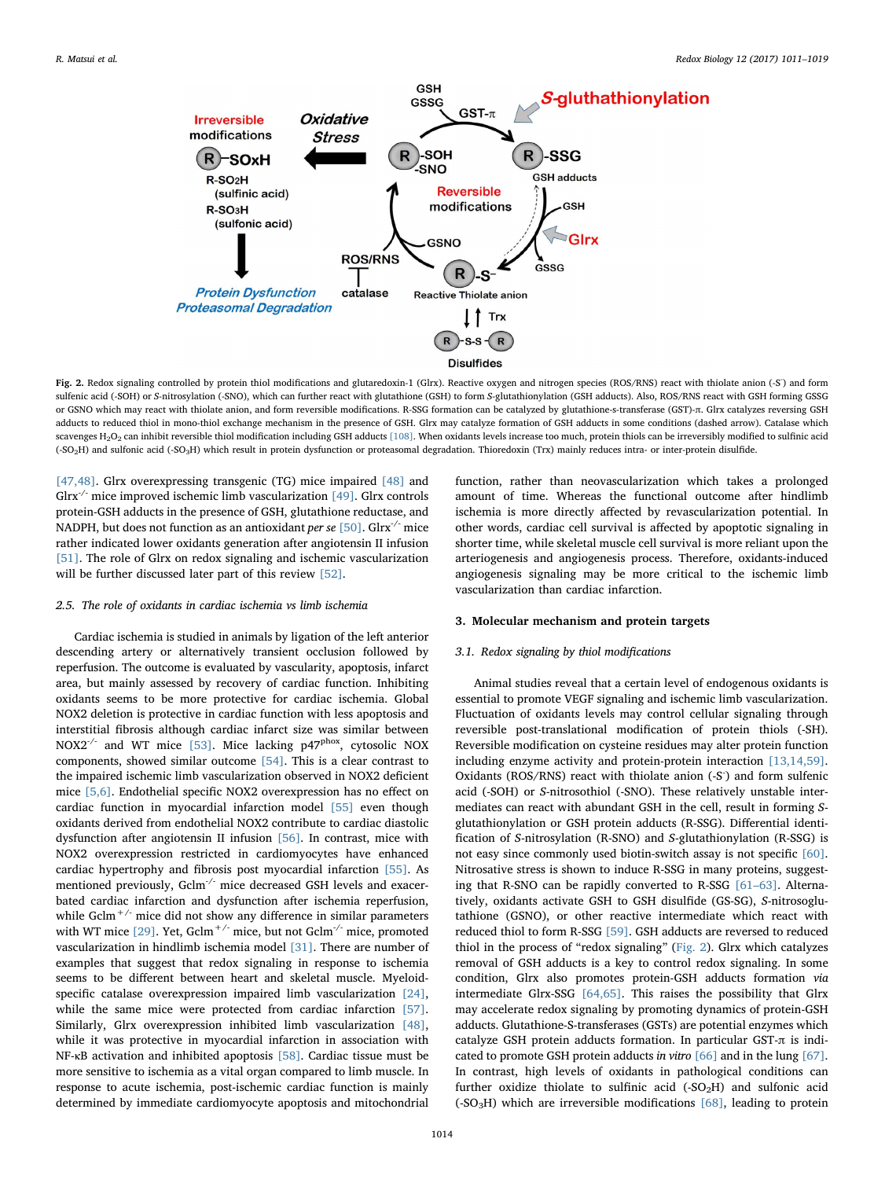Fig. 2. Redox signaling controlled by protein thiol modifications and glutaredoxin-1 (Glrx). Reactive oxygen and nitrogen species (ROS/RNS) react with thiolate anion (-S⁻) and form sulfenic acid (-SOH) or *S*-nitrosylation (-SNO), which can further react with glutathione (GSH) to form *S*-glutathionylation (GSH adducts). Also, ROS/RNS react with GSH forming GSSG or GSNO which may react with thiolate anion, and form reversible modifications. R-SSG formation can be catalyzed by glutathione-s-transferase (GST)-π. Glrx catalyzes reversing GSH adducts to reduced thiol in mono-thiol exchange mechanism in the presence of GSH. Glrx may catalyze formation of GSH adducts in some conditions (dashed arrow). Catalase which scavenges $H_2O_2$ can inhibit reversible thiol modification including GSH adducts [108]. When oxidants levels increase too much, protein thiols can be irreversibly modified to sulfinic acid ($-SO_2H$) and sulfonic acid ($-SO_3H$) which result in protein dysfunction or proteasomal degradation. Thioredoxin (Trx) mainly reduces intra- or inter-protein disulfide.

[47,48]. Glrx overexpressing transgenic (TG) mice impaired [48] and Glrx$^{-/-}$ mice improved ischemic limb vascularization [49]. Glrx controls protein-GSH adducts in the presence of GSH, glutathione reductase, and NADPH, but does not function as an antioxidant *per se* [50]. Glrx$^{-/-}$ mice rather indicated lower oxidants generation after angiotensin II infusion [51]. The role of Glrx on redox signaling and ischemic vascularization will be further discussed later part of this review [52].

### 2.5. The role of oxidants in cardiac ischemia vs limb ischemia

Cardiac ischemia is studied in animals by ligation of the left anterior descending artery or alternatively transient occlusion followed by reperfusion. The outcome is evaluated by vascularity, apoptosis, infarct area, but mainly assessed by recovery of cardiac function. Inhibiting oxidants seems to be more protective for cardiac ischemia. Global NOX2 deletion is protective in cardiac function with less apoptosis and interstitial fibrosis although cardiac infarct size was similar between NOX2$^{-/-}$ and WT mice [53]. Mice lacking p47$^{phox}$, cytosolic NOX components, showed similar outcome [54]. This is a clear contrast to the impaired ischemic limb vascularization observed in NOX2 deficient mice [5,6]. Endothelial specific NOX2 overexpression has no effect on cardiac function in myocardial infarction model [55] even though oxidants derived from endothelial NOX2 contribute to cardiac diastolic dysfunction after angiotensin II infusion [56]. In contrast, mice with NOX2 overexpression restricted in cardiomyocytes have enhanced cardiac hypertrophy and fibrosis post myocardial infarction [55]. As mentioned previously, Gclm$^{-/-}$ mice decreased GSH levels and exacerbated cardiac infarction and dysfunction after ischemia reperfusion, while Gclm$^{+/-}$ mice did not show any difference in similar parameters with WT mice [29]. Yet, Gclm$^{+/-}$ mice, but not Gclm$^{-/-}$ mice, promoted vascularization in hindlimb ischemia model [31]. There are number of examples that suggest that redox signaling in response to ischemia seems to be different between heart and skeletal muscle. Myeloid-specific catalase overexpression impaired limb vascularization [24], while the same mice were protected from cardiac infarction [57]. Similarly, Glrx overexpression inhibited limb vascularization [48], while it was protective in myocardial infarction in association with NF-κB activation and inhibited apoptosis [58]. Cardiac tissue must be more sensitive to ischemia as a vital organ compared to limb muscle. In response to acute ischemia, post-ischemic cardiac function is mainly determined by immediate cardiomyocyte apoptosis and mitochondrial function, rather than neovascularization which takes a prolonged amount of time. Whereas the functional outcome after hindlimb ischemia is more directly affected by revascularization potential. In other words, cardiac cell survival is affected by apoptotic signaling in shorter time, while skeletal muscle cell survival is more reliant upon the arteriogenesis and angiogenesis process. Therefore, oxidants-induced angiogenesis signaling may be more critical to the ischemic limb vascularization than cardiac infarction.

## 3. Molecular mechanism and protein targets

### 3.1. Redox signaling by thiol modifications

Animal studies reveal that a certain level of endogenous oxidants is essential to promote VEGF signaling and ischemic limb vascularization. Fluctuation of oxidants levels may control cellular signaling through reversible post-translational modification of protein thiols (-SH). Reversible modification on cysteine residues may alter protein function including enzyme activity and protein-protein interaction [13,14,59]. Oxidants (ROS/RNS) react with thiolate anion (-S⁻) and form sulfenic acid (-SOH) or *S*-nitrosothiol (-SNO). These relatively unstable intermediates can react with abundant GSH in the cell, result in forming *S*-glutathionylation or GSH protein adducts (R-SSG). Differential identification of *S*-nitrosylation (R-SNO) and *S*-glutathionylation (R-SSG) is not easy since commonly used biotin-switch assay is not specific [60]. Nitrosative stress is shown to induce R-SSG in many proteins, suggesting that R-SNO can be rapidly converted to R-SSG [61–63]. Alternatively, oxidants activate GSH to GSH disulfide (GS-SG), *S*-nitrosoglutathione (GSNO), or other reactive intermediate which react with reduced thiol to form R-SSG [59]. GSH adducts are reversed to reduced thiol in the process of "redox signaling" (Fig. 2). Glrx which catalyzes removal of GSH adducts is a key to control redox signaling. In some condition, Glrx also promotes protein-GSH adducts formation *via* intermediate Glrx-SSG [64,65]. This raises the possibility that Glrx may accelerate redox signaling by promoting dynamics of protein-GSH adducts. Glutathione-S-transferases (GSTs) are potential enzymes which catalyze GSH protein adducts formation. In particular GST-π is indicated to promote GSH protein adducts *in vitro* [66] and in the lung [67]. In contrast, high levels of oxidants in pathological conditions can further oxidize thiolate to sulfinic acid ($-SO_2H$) and sulfonic acid ($-SO_3H$) which are irreversible modifications [68], leading to protein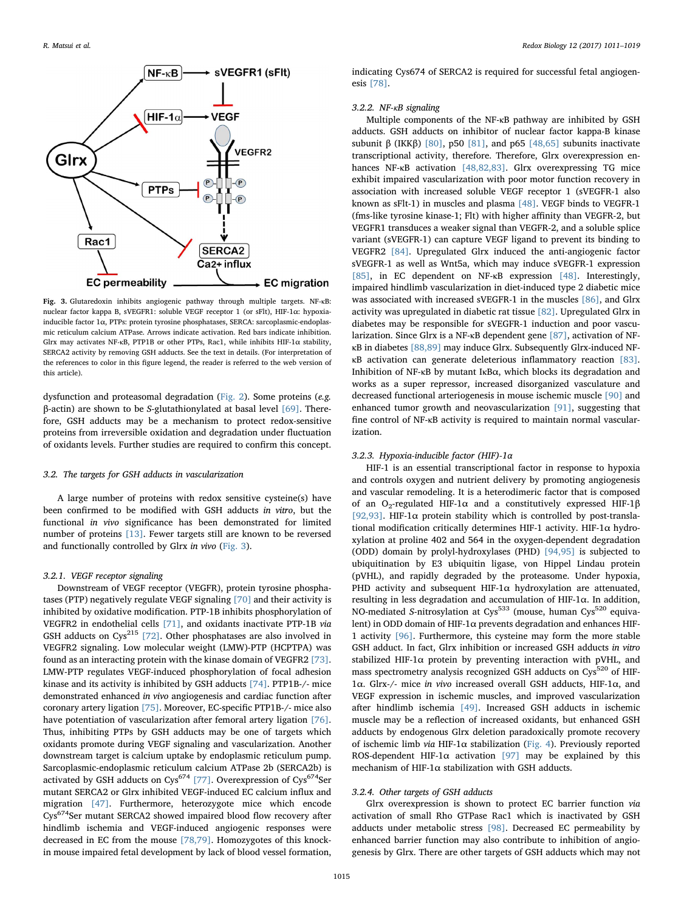Fig. 3. Glutaredoxin inhibits angiogenic pathway through multiple targets. NF-κB: nuclear factor kappa B, sVEGFR1: soluble VEGF receptor 1 (or sFlt), HIF-1α: hypoxia-inducible factor 1α, PTPs: protein tyrosine phosphatases, SERCA: sarcoplasmic-endoplasmic reticulum calcium ATPase. Arrows indicate activation. Red bars indicate inhibition. Glrx may activates NF-κB, PTP1B or other PTPs, Rac1, while inhibits HIF-1α stability, SERCA2 activity by removing GSH adducts. See the text in details. (For interpretation of the references to color in this figure legend, the reader is referred to the web version of this article).

dysfunction and proteasomal degradation (Fig. 2). Some proteins (*e.g.* β-actin) are shown to be *S*-glutathionylated at basal level [69]. Therefore, GSH adducts may be a mechanism to protect redox-sensitive proteins from irreversible oxidation and degradation under fluctuation of oxidants levels. Further studies are required to confirm this concept.

### 3.2. The targets for GSH adducts in vascularization

A large number of proteins with redox sensitive cysteine(s) have been confirmed to be modified with GSH adducts *in vitro*, but the functional *in vivo* significance has been demonstrated for limited number of proteins [13]. Fewer targets still are known to be reversed and functionally controlled by Glrx *in vivo* (Fig. 3).

#### 3.2.1. VEGF receptor signaling

Downstream of VEGF receptor (VEGFR), protein tyrosine phosphatases (PTP) negatively regulate VEGF signaling [70] and their activity is inhibited by oxidative modification. PTP-1B inhibits phosphorylation of VEGFR2 in endothelial cells [71], and oxidants inactivate PTP-1B *via* GSH adducts on Cys215 [72]. Other phosphatases are also involved in VEGFR2 signaling. Low molecular weight (LMW)-PTP (HCPTPA) was found as an interacting protein with the kinase domain of VEGFR2 [73]. LMW-PTP regulates VEGF-induced phosphorylation of focal adhesion kinase and its activity is inhibited by GSH adducts [74]. PTP1B-/- mice demonstrated enhanced *in vivo* angiogenesis and cardiac function after coronary artery ligation [75]. Moreover, EC-specific PTP1B-/- mice also have potentiation of vascularization after femoral artery ligation [76]. Thus, inhibiting PTPs by GSH adducts may be one of targets which oxidants promote during VEGF signaling and vascularization. Another downstream target is calcium uptake by endoplasmic reticulum pump. Sarcoplasmic-endoplasmic reticulum calcium ATPase 2b (SERCA2b) is activated by GSH adducts on Cys674 [77]. Overexpression of Cys674Ser mutant SERCA2 or Glrx inhibited VEGF-induced EC calcium influx and migration [47]. Furthermore, heterozygote mice which encode Cys674Ser mutant SERCA2 showed impaired blood flow recovery after hindlimb ischemia and VEGF-induced angiogenic responses were decreased in EC from the mouse [78,79]. Homozygotes of this knock-in mouse impaired fetal development by lack of blood vessel formation, indicating Cys674 of SERCA2 is required for successful fetal angiogenesis [78].

#### 3.2.2. NF-κB signaling

Multiple components of the NF-κB pathway are inhibited by GSH adducts. GSH adducts on inhibitor of nuclear factor kappa-B kinase subunit β (IKKβ) [80], p50 [81], and p65 [48,65] subunits inactivate transcriptional activity, therefore, Glrx overexpression enhances NF-κB activation [48,82,83]. Glrx overexpressing TG mice exhibit impaired vascularization with poor motor function recovery in association with increased soluble VEGF receptor 1 (sVEGFR-1 also known as sFlt-1) in muscles and plasma [48]. VEGF binds to VEGFR-1 (fms-like tyrosine kinase-1; Flt) with higher affinity than VEGFR-2, but VEGFR1 transduces a weaker signal than VEGFR-2, and a soluble splice variant (sVEGFR-1) can capture VEGF ligand to prevent its binding to VEGFR2 [84]. Upregulated Glrx induced the anti-angiogenic factor sVEGFR-1 as well as Wnt5a, which may induce sVEGFR-1 expression [85], in EC dependent on NF-κB expression [48]. Interestingly, impaired hindlimb vascularization in diet-induced type 2 diabetic mice was associated with increased sVEGFR-1 in the muscles [86], and Glrx activity was upregulated in diabetic rat tissue [82]. Upregulated Glrx in diabetes may be responsible for sVEGFR-1 induction and poor vascularization. Since Glrx is a NF-κB dependent gene [87], activation of NF-κB in diabetes [88,89] may induce Glrx. Subsequently Glrx-induced NF-κB activation can generate deleterious inflammatory reaction [83]. Inhibition of NF-κB by mutant IκBα, which blocks its degradation and works as a super repressor, increased disorganized vasculature and decreased functional arteriogenesis in mouse ischemic muscle [90] and enhanced tumor growth and neovascularization [91], suggesting that fine control of NF-κB activity is required to maintain normal vascularization.

#### 3.2.3. Hypoxia-inducible factor (HIF)-1α

HIF-1 is an essential transcriptional factor in response to hypoxia and controls oxygen and nutrient delivery by promoting angiogenesis and vascular remodeling. It is a heterodimeric factor that is composed of an $O_2$-regulated HIF-1α and a constitutively expressed HIF-1β [92,93]. HIF-1α protein stability is controlled by post-translational modification critically determines HIF-1 activity. HIF-1α hydroxylation at proline 402 and 564 in the oxygen-dependent degradation (ODD) domain by prolyl-hydroxylases (PHD) [94,95] is subjected to ubiquitination by E3 ubiquitin ligase, von Hippel Lindau protein (pVHL), and rapidly degraded by the proteasome. Under hypoxia, PHD activity and subsequent HIF-1α hydroxylation are attenuated, resulting in less degradation and accumulation of HIF-1α. In addition, NO-mediated *S*-nitrosylation at Cys533 (mouse, human Cys520 equivalent) in ODD domain of HIF-1α prevents degradation and enhances HIF-1 activity [96]. Furthermore, this cysteine may form the more stable GSH adduct. In fact, Glrx inhibition or increased GSH adducts *in vitro* stabilized HIF-1α protein by preventing interaction with pVHL, and mass spectrometry analysis recognized GSH adducts on Cys520 of HIF-1α. Glrx-/- mice *in vivo* increased overall GSH adducts, HIF-1α, and VEGF expression in ischemic muscles, and improved vascularization after hindlimb ischemia [49]. Increased GSH adducts in ischemic muscle may be a reflection of increased oxidants, but enhanced GSH adducts by endogenous Glrx deletion paradoxically promote recovery of ischemic limb *via* HIF-1α stabilization (Fig. 4). Previously reported ROS-dependent HIF-1α activation [97] may be explained by this mechanism of HIF-1α stabilization with GSH adducts.

#### 3.2.4. Other targets of GSH adducts

Glrx overexpression is shown to protect EC barrier function *via* activation of small Rho GTPase Rac1 which is inactivated by GSH adducts under metabolic stress [98]. Decreased EC permeability by enhanced barrier function may also contribute to inhibition of angiogenesis by Glrx. There are other targets of GSH adducts which may not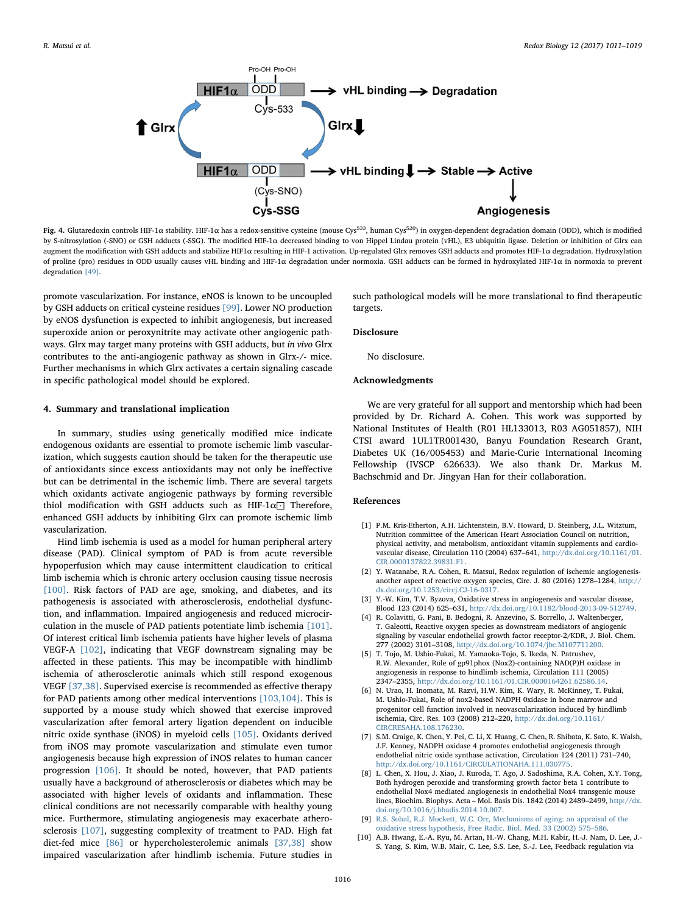**Fig. 4.** Glutaredoxin controls HIF-1α stability. HIF-1α has a redox-sensitive cysteine (mouse Cys[533], human Cys[520]) in oxygen-dependent degradation domain (ODD), which is modified by S-nitrosylation (-SNO) or GSH adducts (-SSG). The modified HIF-1α decreased binding to von Hippel Lindau protein (vHL), E3 ubiquitin ligase. Deletion or inhibition of Glrx can augment the modification with GSH adducts and stabilize HIF1α resulting in HIF-1 activation. Up-regulated Glrx removes GSH adducts and promotes HIF-1α degradation. Hydroxylation of proline (pro) residues in ODD usually causes vHL binding and HIF-1α degradation under normoxia. GSH adducts can be formed in hydroxylated HIF-1α in normoxia to prevent degradation [49].

promote vascularization. For instance, eNOS is known to be uncoupled by GSH adducts on critical cysteine residues [99]. Lower NO production by eNOS dysfunction is expected to inhibit angiogenesis, but increased superoxide anion or peroxynitrite may activate other angiogenic pathways. Glrx may target many proteins with GSH adducts, but *in vivo* Glrx contributes to the anti-angiogenic pathway as shown in Glrx-/- mice. Further mechanisms in which Glrx activates a certain signaling cascade in specific pathological model should be explored.

## 4. Summary and translational implication

In summary, studies using genetically modified mice indicate endogenous oxidants are essential to promote ischemic limb vascularization, which suggests caution should be taken for the therapeutic use of antioxidants since excess antioxidants may not only be ineffective but can be detrimental in the ischemic limb. There are several targets which oxidants activate angiogenic pathways by forming reversible thiol modification with GSH adducts such as HIF-1α. Therefore, enhanced GSH adducts by inhibiting Glrx can promote ischemic limb vascularization.

Hind limb ischemia is used as a model for human peripheral artery disease (PAD). Clinical symptom of PAD is from acute reversible hypoperfusion which may cause intermittent claudication to critical limb ischemia which is chronic artery occlusion causing tissue necrosis [100]. Risk factors of PAD are age, smoking, and diabetes, and its pathogenesis is associated with atherosclerosis, endothelial dysfunction, and inflammation. Impaired angiogenesis and reduced microcirculation in the muscle of PAD patients potentiate limb ischemia [101]. Of interest critical limb ischemia patients have higher levels of plasma VEGF-A [102], indicating that VEGF downstream signaling may be affected in these patients. This may be incompatible with hindlimb ischemia of atherosclerotic animals which still respond exogenous VEGF [37,38]. Supervised exercise is recommended as a therapy for PAD patients among other medical interventions [103,104]. This is supported by a mouse study which showed that exercise improved vascularization after femoral artery ligation dependent on inducible nitric oxide synthase (iNOS) in myeloid cells [105]. Oxidants derived from iNOS may promote vascularization and stimulate even tumor angiogenesis because high expression of iNOS relates to human cancer progression [106]. It should be noted, however, that PAD patients usually have a background of atherosclerosis or diabetes which may be associated with higher levels of oxidants and inflammation. These clinical conditions are not necessarily comparable with healthy young mice. Furthermore, stimulating angiogenesis may exacerbate atherosclerosis [107], suggesting complexity of treatment to PAD. High fat diet-fed mice [86] or hypercholesterolemic animals [37,38] show impaired vascularization after hindlimb ischemia. Future studies in such pathological models will be more translational to find therapeutic targets.

## Disclosure

No disclosure.

## Acknowledgments

We are very grateful for all support and mentorship which had been provided by Dr. Richard A. Cohen. This work was supported by National Institutes of Health (R01 HL133013, R03 AG051857), NIH CTSI award 1UL1TR001430, Banyu Foundation Research Grant, Diabetes UK (16/005453) and Marie-Curie International Incoming Fellowship (IVSCP 626633). We also thank Dr. Markus M. Bachschmid and Dr. Jingyan Han for their collaboration.

## References

[1] P.M. Kris-Etherton, A.H. Lichtenstein, B.V. Howard, D. Steinberg, J.L. Witztum, Nutrition committee of the American Heart Association Council on nutrition, physical activity, and metabolism, antioxidant vitamin supplements and cardiovascular disease, Circulation 110 (2004) 637–641, http://dx.doi.org/10.1161/01.CIR.0000137822.39831.F1.

[2] Y. Watanabe, R.A. Cohen, R. Matsui, Redox regulation of ischemic angiogenesis-another aspect of reactive oxygen species, Circ. J. 80 (2016) 1278–1284, http://dx.doi.org/10.1253/circj.CJ-16-0317.

[3] Y.-W. Kim, T.V. Byzova, Oxidative stress in angiogenesis and vascular disease, Blood 123 (2014) 625–631, http://dx.doi.org/10.1182/blood-2013-09-512749.

[4] R. Colavitti, G. Pani, B. Bedogni, R. Anzevino, S. Borrello, J. Waltenberger, T. Galeotti, Reactive oxygen species as downstream mediators of angiogenic signaling by vascular endothelial growth factor receptor-2/KDR, J. Biol. Chem. 277 (2002) 3101–3108, http://dx.doi.org/10.1074/jbc.M107711200.

[5] T. Tojo, M. Ushio-Fukai, M. Yamaoka-Tojo, S. Ikeda, N. Patrushev, R.W. Alexander, Role of gp91phox (Nox2)-containing NAD(P)H oxidase in angiogenesis in response to hindlimb ischemia, Circulation 111 (2005) 2347–2355, http://dx.doi.org/10.1161/01.CIR.0000164261.62586.14.

[6] N. Urao, H. Inomata, M. Razvi, H.W. Kim, K. Wary, R. McKinney, T. Fukai, M. Ushio-Fukai, Role of nox2-based NADPH 0xidase in bone marrow and progenitor cell function involved in neovascularization induced by hindlimb ischemia, Circ. Res. 103 (2008) 212–220, http://dx.doi.org/10.1161/CIRCRESAHA.108.176230.

[7] S.M. Craige, K. Chen, Y. Pei, C. Li, X. Huang, C. Chen, R. Shibata, K. Sato, K. Walsh, J.F. Keaney, NADPH oxidase 4 promotes endothelial angiogenesis through endothelial nitric oxide synthase activation, Circulation 124 (2011) 731–740, http://dx.doi.org/10.1161/CIRCULATIONAHA.111.030775.

[8] L. Chen, X. Hou, J. Xiao, J. Kuroda, T. Ago, J. Sadoshima, R.A. Cohen, X.Y. Tong, Both hydrogen peroxide and transforming growth factor beta 1 contribute to endothelial Nox4 mediated angiogenesis in endothelial Nox4 transgenic mouse lines, Biochim. Biophys. Acta – Mol. Basis Dis. 1842 (2014) 2489–2499, http://dx.doi.org/10.1016/j.bbadis.2014.10.007.

[9] R.S. Sohal, R.J. Mockett, W.C. Orr, Mechanisms of aging: an appraisal of the oxidative stress hypothesis, Free Radic. Biol. Med. 33 (2002) 575–586.

[10] A.B. Hwang, E.-A. Ryu, M. Artan, H.-W. Chang, M.H. Kabir, H.-J. Nam, D. Lee, J.-S. Yang, S. Kim, W.B. Mair, C. Lee, S.S. Lee, S.-J. Lee, Feedback regulation via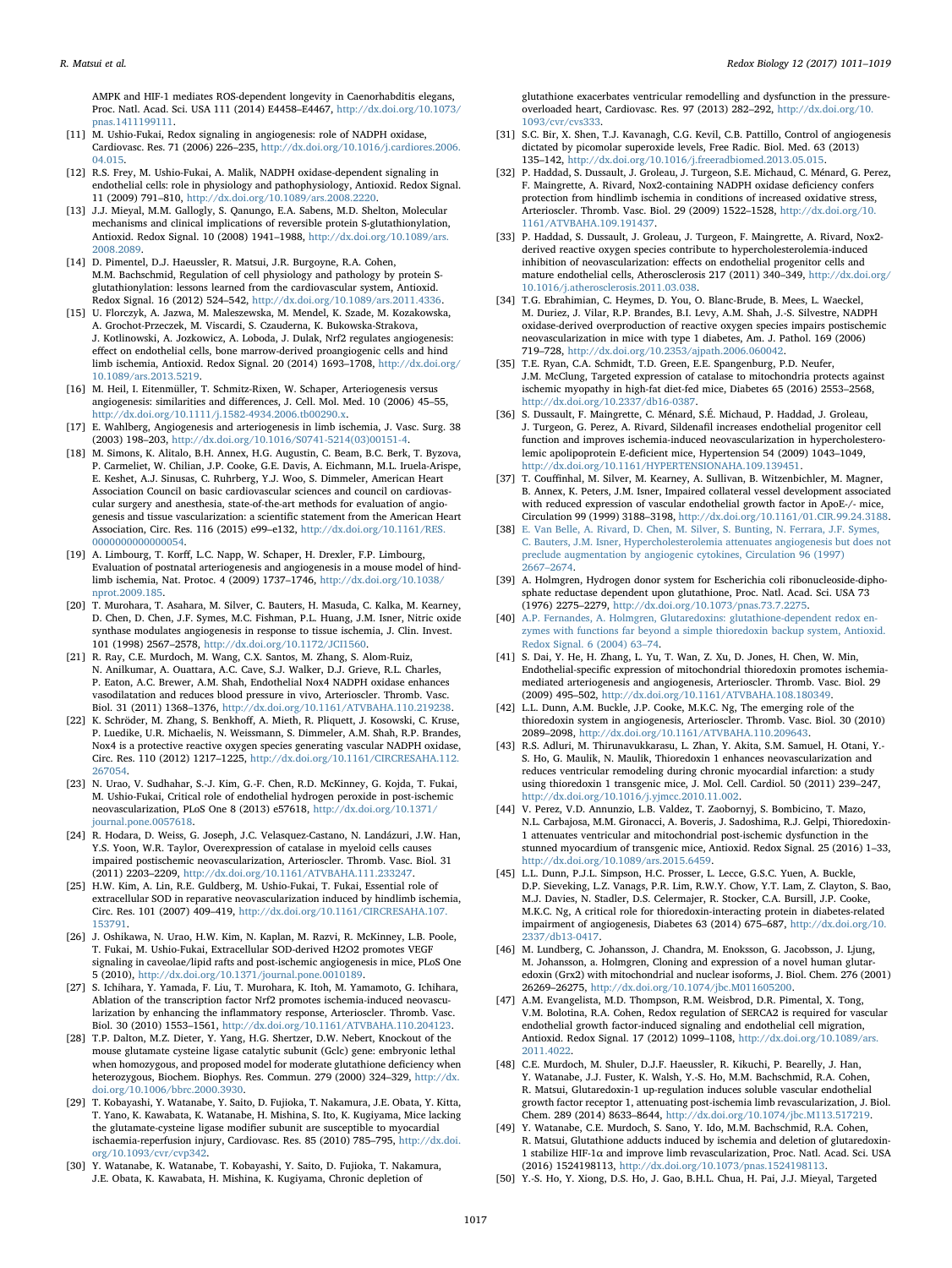AMPK and HIF-1 mediates ROS-dependent longevity in Caenorhabditis elegans, Proc. Natl. Acad. Sci. USA 111 (2014) E4458–E4467, http://dx.doi.org/10.1073/pnas.1411199111.

[11] M. Ushio-Fukai, Redox signaling in angiogenesis: role of NADPH oxidase, Cardiovasc. Res. 71 (2006) 226–235, http://dx.doi.org/10.1016/j.cardiores.2006.04.015.

[12] R.S. Frey, M. Ushio-Fukai, A. Malik, NADPH oxidase-dependent signaling in endothelial cells: role in physiology and pathophysiology, Antioxid. Redox Signal. 11 (2009) 791–810, http://dx.doi.org/10.1089/ars.2008.2220.

[13] J.J. Mieyal, M.M. Gallogly, S. Qanungo, E.A. Sabens, M.D. Shelton, Molecular mechanisms and clinical implications of reversible protein S-glutathionylation, Antioxid. Redox Signal. 10 (2008) 1941–1988, http://dx.doi.org/10.1089/ars.2008.2089.

[14] D. Pimentel, D.J. Haeussler, R. Matsui, J.R. Burgoyne, R.A. Cohen, M.M. Bachschmid, Regulation of cell physiology and pathology by protein S-glutathionylation: lessons learned from the cardiovascular system, Antioxid. Redox Signal. 16 (2012) 524–542, http://dx.doi.org/10.1089/ars.2011.4336.

[15] U. Florczyk, A. Jazwa, M. Maleszewska, M. Mendel, K. Szade, M. Kozakowska, A. Grochot-Przeczek, M. Viscardi, S. Czauderna, K. Bukowska-Strakova, J. Kotlinowski, A. Jozkowicz, A. Loboda, J. Dulak, Nrf2 regulates angiogenesis: effect on endothelial cells, bone marrow-derived proangiogenic cells and hind limb ischemia, Antioxid. Redox Signal. 20 (2014) 1693–1708, http://dx.doi.org/10.1089/ars.2013.5219.

[16] M. Heil, I. Eitenmüller, T. Schmitz-Rixen, W. Schaper, Arteriogenesis versus angiogenesis: similarities and differences, J. Cell. Mol. Med. 10 (2006) 45–55, http://dx.doi.org/10.1111/j.1582-4934.2006.tb00290.x.

[17] E. Wahlberg, Angiogenesis and arteriogenesis in limb ischemia, J. Vasc. Surg. 38 (2003) 198–203, http://dx.doi.org/10.1016/S0741-5214(03)00151-4.

[18] M. Simons, K. Alitalo, B.H. Annex, H.G. Augustin, C. Beam, B.C. Berk, T. Byzova, P. Carmeliet, W. Chilian, J.P. Cooke, G.E. Davis, A. Eichmann, M.L. Iruela-Arispe, E. Keshet, A.J. Sinusas, C. Ruhrberg, Y.J. Woo, S. Dimmeler, American Heart Association Council on basic cardiovascular sciences and council on cardiovascular surgery and anesthesia, state-of-the-art methods for evaluation of angiogenesis and tissue vascularization: a scientific statement from the American Heart Association, Circ. Res. 116 (2015) e99–e132, http://dx.doi.org/10.1161/RES.0000000000000054.

[19] A. Limbourg, T. Korff, L.C. Napp, W. Schaper, H. Drexler, F.P. Limbourg, Evaluation of postnatal arteriogenesis and angiogenesis in a mouse model of hindlimb ischemia, Nat. Protoc. 4 (2009) 1737–1746, http://dx.doi.org/10.1038/nprot.2009.185.

[20] T. Murohara, T. Asahara, M. Silver, C. Bauters, H. Masuda, C. Kalka, M. Kearney, D. Chen, D. Chen, J.F. Symes, M.C. Fishman, P.L. Huang, J.M. Isner, Nitric oxide synthase modulates angiogenesis in response to tissue ischemia, J. Clin. Invest. 101 (1998) 2567–2578, http://dx.doi.org/10.1172/JCI1560.

[21] R. Ray, C.E. Murdoch, M. Wang, C.X. Santos, M. Zhang, S. Alom-Ruiz, N. Anilkumar, A. Ouattara, A.C. Cave, S.J. Walker, D.J. Grieve, R.L. Charles, P. Eaton, A.C. Brewer, A.M. Shah, Endothelial Nox4 NADPH oxidase enhances vasodilatation and reduces blood pressure in vivo, Arterioscler. Thromb. Vasc. Biol. 31 (2011) 1368–1376, http://dx.doi.org/10.1161/ATVBAHA.110.219238.

[22] K. Schröder, M. Zhang, S. Benkhoff, A. Mieth, R. Pliquett, J. Kosowski, C. Kruse, P. Luedike, U.R. Michaelis, N. Weissmann, S. Dimmeler, A.M. Shah, R.P. Brandes, Nox4 is a protective reactive oxygen species generating vascular NADPH oxidase, Circ. Res. 110 (2012) 1217–1225, http://dx.doi.org/10.1161/CIRCRESAHA.112.267054.

[23] N. Urao, V. Sudhahar, S.-J. Kim, G.-F. Chen, R.D. McKinney, G. Kojda, T. Fukai, M. Ushio-Fukai, Critical role of endothelial hydrogen peroxide in post-ischemic neovascularization, PLoS One 8 (2013) e57618, http://dx.doi.org/10.1371/journal.pone.0057618.

[24] R. Hodara, D. Weiss, G. Joseph, J.C. Velasquez-Castano, N. Landázuri, J.W. Han, Y.S. Yoon, W.R. Taylor, Overexpression of catalase in myeloid cells causes impaired postischemic neovascularization, Arterioscler. Thromb. Vasc. Biol. 31 (2011) 2203–2209, http://dx.doi.org/10.1161/ATVBAHA.111.233247.

[25] H.W. Kim, A. Lin, R.E. Guldberg, M. Ushio-Fukai, T. Fukai, Essential role of extracellular SOD in reparative neovascularization induced by hindlimb ischemia, Circ. Res. 101 (2007) 409–419, http://dx.doi.org/10.1161/CIRCRESAHA.107.153791.

[26] J. Oshikawa, N. Urao, H.W. Kim, N. Kaplan, M. Razvi, R. McKinney, L.B. Poole, T. Fukai, M. Ushio-Fukai, Extracellular SOD-derived H2O2 promotes VEGF signaling in caveolae/lipid rafts and post-ischemic angiogenesis in mice, PLoS One 5 (2010), http://dx.doi.org/10.1371/journal.pone.0010189.

[27] S. Ichihara, Y. Yamada, F. Liu, T. Murohara, K. Itoh, M. Yamamoto, G. Ichihara, Ablation of the transcription factor Nrf2 promotes ischemia-induced neovascularization by enhancing the inflammatory response, Arterioscler. Thromb. Vasc. Biol. 30 (2010) 1553–1561, http://dx.doi.org/10.1161/ATVBAHA.110.204123.

[28] T.P. Dalton, M.Z. Dieter, Y. Yang, H.G. Shertzer, D.W. Nebert, Knockout of the mouse glutamate cysteine ligase catalytic subunit (Gclc) gene: embryonic lethal when homozygous, and proposed model for moderate glutathione deficiency when heterozygous, Biochem. Biophys. Res. Commun. 279 (2000) 324–329, http://dx.doi.org/10.1006/bbrc.2000.3930.

[29] T. Kobayashi, Y. Watanabe, Y. Saito, D. Fujioka, T. Nakamura, J.E. Obata, Y. Kitta, T. Yano, K. Kawabata, K. Watanabe, H. Mishina, S. Ito, K. Kugiyama, Mice lacking the glutamate-cysteine ligase modifier subunit are susceptible to myocardial ischaemia-reperfusion injury, Cardiovasc. Res. 85 (2010) 785–795, http://dx.doi.org/10.1093/cvr/cvp342.

[30] Y. Watanabe, K. Watanabe, T. Kobayashi, Y. Saito, D. Fujioka, T. Nakamura, J.E. Obata, K. Kawabata, H. Mishina, K. Kugiyama, Chronic depletion of glutathione exacerbates ventricular remodelling and dysfunction in the pressure-overloaded heart, Cardiovasc. Res. 97 (2013) 282–292, http://dx.doi.org/10.1093/cvr/cvs333.

[31] S.C. Bir, X. Shen, T.J. Kavanagh, C.G. Kevil, C.B. Pattillo, Control of angiogenesis dictated by picomolar superoxide levels, Free Radic. Biol. Med. 63 (2013) 135–142, http://dx.doi.org/10.1016/j.freeradbiomed.2013.05.015.

[32] P. Haddad, S. Dussault, J. Groleau, J. Turgeon, S.E. Michaud, C. Ménard, G. Perez, F. Maingrette, A. Rivard, Nox2-containing NADPH oxidase deficiency confers protection from hindlimb ischemia in conditions of increased oxidative stress, Arterioscler. Thromb. Vasc. Biol. 29 (2009) 1522–1528, http://dx.doi.org/10.1161/ATVBAHA.109.191437.

[33] P. Haddad, S. Dussault, J. Groleau, J. Turgeon, F. Maingrette, A. Rivard, Nox2-derived reactive oxygen species contribute to hypercholesterolemia-induced inhibition of neovascularization: effects on endothelial progenitor cells and mature endothelial cells, Atherosclerosis 217 (2011) 340–349, http://dx.doi.org/10.1016/j.atherosclerosis.2011.03.038.

[34] T.G. Ebrahimian, C. Heymes, D. You, O. Blanc-Brude, B. Mees, L. Waeckel, M. Duriez, J. Vilar, R.P. Brandes, B.I. Levy, A.M. Shah, J.-S. Silvestre, NADPH oxidase-derived overproduction of reactive oxygen species impairs postischemic neovascularization in mice with type 1 diabetes, Am. J. Pathol. 169 (2006) 719–728, http://dx.doi.org/10.2353/ajpath.2006.060042.

[35] T.E. Ryan, C.A. Schmidt, T.D. Green, E.E. Spangenburg, P.D. Neufer, J.M. McClung, Targeted expression of catalase to mitochondria protects against ischemic myopathy in high-fat diet-fed mice, Diabetes 65 (2016) 2553–2568, http://dx.doi.org/10.2337/db16-0387.

[36] S. Dussault, F. Maingrette, C. Ménard, S.É. Michaud, P. Haddad, J. Groleau, J. Turgeon, G. Perez, A. Rivard, Sildenafil increases endothelial progenitor cell function and improves ischemia-induced neovascularization in hypercholesterolemic apolipoprotein E-deficient mice, Hypertension 54 (2009) 1043–1049, http://dx.doi.org/10.1161/HYPERTENSIONAHA.109.139451.

[37] T. Couffinhal, M. Silver, M. Kearney, A. Sullivan, B. Witzenbichler, M. Magner, B. Annex, K. Peters, J.M. Isner, Impaired collateral vessel development associated with reduced expression of vascular endothelial growth factor in ApoE-/- mice, Circulation 99 (1999) 3188–3198, http://dx.doi.org/10.1161/01.CIR.99.24.3188.

[38] E. Van Belle, A. Rivard, D. Chen, M. Silver, S. Bunting, N. Ferrara, J.F. Symes, C. Bauters, J.M. Isner, Hypercholesterolemia attenuates angiogenesis but does not preclude augmentation by angiogenic cytokines, Circulation 96 (1997) 2667–2674.

[39] A. Holmgren, Hydrogen donor system for Escherichia coli ribonucleoside-diphosphate reductase dependent upon glutathione, Proc. Natl. Acad. Sci. USA 73 (1976) 2275–2279, http://dx.doi.org/10.1073/pnas.73.7.2275.

[40] A.P. Fernandes, A. Holmgren, Glutaredoxins: glutathione-dependent redox enzymes with functions far beyond a simple thioredoxin backup system, Antioxid. Redox Signal. 6 (2004) 63–74.

[41] S. Dai, Y. He, H. Zhang, L. Yu, T. Wan, Z. Xu, D. Jones, H. Chen, W. Min, Endothelial-specific expression of mitochondrial thioredoxin promotes ischemia-mediated arteriogenesis and angiogenesis, Arterioscler. Thromb. Vasc. Biol. 29 (2009) 495–502, http://dx.doi.org/10.1161/ATVBAHA.108.180349.

[42] L.L. Dunn, A.M. Buckle, J.P. Cooke, M.K.C. Ng, The emerging role of the thioredoxin system in angiogenesis, Arterioscler. Thromb. Vasc. Biol. 30 (2010) 2089–2098, http://dx.doi.org/10.1161/ATVBAHA.110.209643.

[43] R.S. Adluri, M. Thirunavukkarasu, L. Zhan, Y. Akita, S.M. Samuel, H. Otani, Y.-S. Ho, G. Maulik, N. Maulik, Thioredoxin 1 enhances neovascularization and reduces ventricular remodeling during chronic myocardial infarction: a study using thioredoxin 1 transgenic mice, J. Mol. Cell. Cardiol. 50 (2011) 239–247, http://dx.doi.org/10.1016/j.yjmcc.2010.11.002.

[44] V. Perez, V.D. Annunzio, L.B. Valdez, T. Zaobornyj, S. Bombicino, T. Mazo, N.L. Carbajosa, M.M. Gironacci, A. Boveris, J. Sadoshima, R.J. Gelpi, Thioredoxin-1 attenuates ventricular and mitochondrial post-ischemic dysfunction in the stunned myocardium of transgenic mice, Antioxid. Redox Signal. 25 (2016) 1–33, http://dx.doi.org/10.1089/ars.2015.6459.

[45] L.L. Dunn, P.J.L. Simpson, H.C. Prosser, L. Lecce, G.S.C. Yuen, A. Buckle, D.P. Sieveking, L.Z. Vanags, P.R. Lim, R.W.Y. Chow, Y.T. Lam, Z. Clayton, S. Bao, M.J. Davies, N. Stadler, D.S. Celermajer, R. Stocker, C.A. Bursill, J.P. Cooke, M.K.C. Ng, A critical role for thioredoxin-interacting protein in diabetes-related impairment of angiogenesis, Diabetes 63 (2014) 675–687, http://dx.doi.org/10.2337/db13-0417.

[46] M. Lundberg, C. Johansson, J. Chandra, M. Enoksson, G. Jacobsson, J. Ljung, M. Johansson, A. Holmgren, Cloning and expression of a novel human glutaredoxin (Grx2) with mitochondrial and nuclear isoforms, J. Biol. Chem. 276 (2001) 26269–26275, http://dx.doi.org/10.1074/jbc.M011605200.

[47] A.M. Evangelista, M.D. Thompson, R.M. Weisbrod, D.R. Pimental, X. Tong, V.M. Bolotina, R.A. Cohen, Redox regulation of SERCA2 is required for vascular endothelial growth factor-induced signaling and endothelial cell migration, Antioxid. Redox Signal. 17 (2012) 1099–1108, http://dx.doi.org/10.1089/ars.2011.4022.

[48] C.E. Murdoch, M. Shuler, D.J.F. Haeussler, R. Kikuchi, P. Bearelly, J. Han, Y. Watanabe, J.J. Fuster, K. Walsh, Y.-S. Ho, M.M. Bachschmid, R.A. Cohen, R. Matsui, Glutaredoxin-1 up-regulation induces soluble vascular endothelial growth factor receptor 1, attenuating post-ischemia limb revascularization, J. Biol. Chem. 289 (2014) 8633–8644, http://dx.doi.org/10.1074/jbc.M113.517219.

[49] Y. Watanabe, C.E. Murdoch, S. Sano, Y. Ido, M.M. Bachschmid, R.A. Cohen, R. Matsui, Glutathione adducts induced by ischemia and deletion of glutaredoxin-1 stabilize HIF-1α and improve limb revascularization, Proc. Natl. Acad. Sci. USA (2016) 1524198113, http://dx.doi.org/10.1073/pnas.1524198113.

[50] Y.-S. Ho, Y. Xiong, D.S. Ho, J. Gao, B.H.L. Chua, H. Pai, J.J. Mieyal, Targeted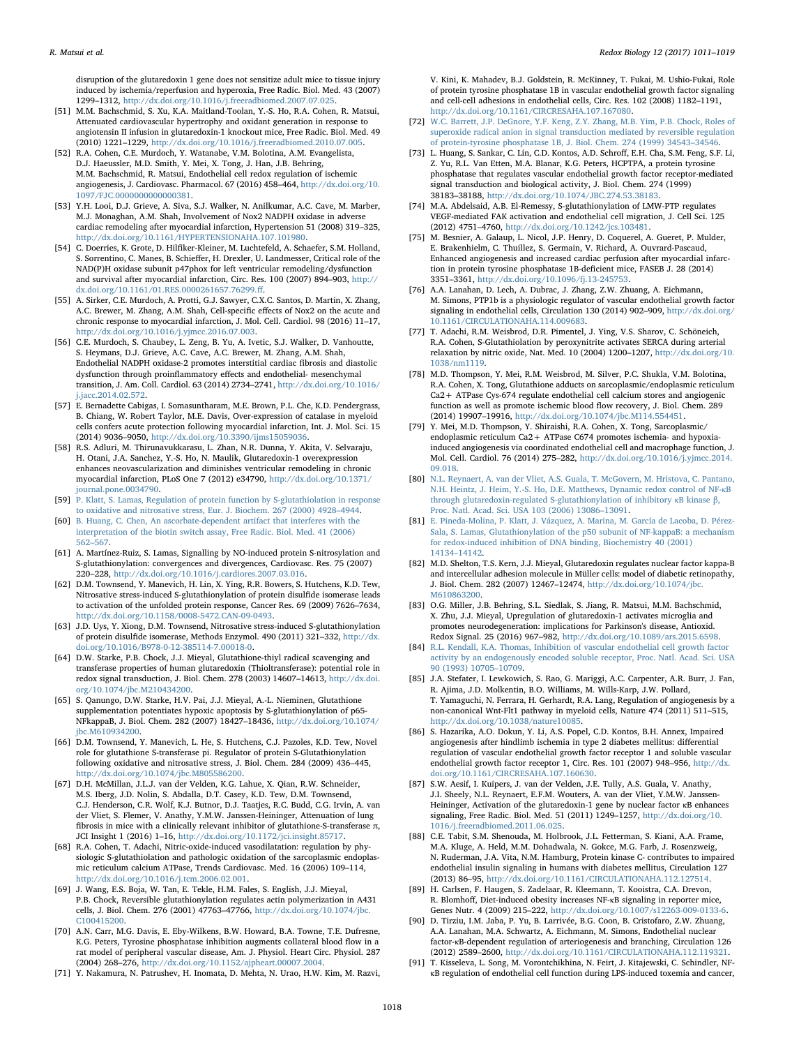disruption of the glutaredoxin 1 gene does not sensitize adult mice to tissue injury induced by ischemia/reperfusion and hyperoxia, Free Radic. Biol. Med. 43 (2007) 1299–1312, http://dx.doi.org/10.1016/j.freeradbiomed.2007.07.025.

[51] M.M. Bachschmid, S. Xu, K.A. Maitland-Toolan, Y.-S. Ho, R.A. Cohen, R. Matsui, Attenuated cardiovascular hypertrophy and oxidant generation in response to angiotensin II infusion in glutaredoxin-1 knockout mice, Free Radic. Biol. Med. 49 (2010) 1221–1229, http://dx.doi.org/10.1016/j.freeradbiomed.2010.07.005.

[52] R.A. Cohen, C.E. Murdoch, Y. Watanabe, V.M. Bolotina, A.M. Evangelista, D.J. Haeussler, M.D. Smith, Y. Mei, X. Tong, J. Han, J.B. Behring, M.M. Bachschmid, R. Matsui, Endothelial cell redox regulation of ischemic angiogenesis, J. Cardiovasc. Pharmacol. 67 (2016) 458–464, http://dx.doi.org/10.1097/FJC.0000000000000381.

[53] Y.H. Looi, D.J. Grieve, A. Siva, S.J. Walker, N. Anilkumar, A.C. Cave, M. Marber, M.J. Monaghan, A.M. Shah, Involvement of Nox2 NADPH oxidase in adverse cardiac remodeling after myocardial infarction, Hypertension 51 (2008) 319–325, http://dx.doi.org/10.1161/HYPERTENSIONAHA.107.101980.

[54] C. Doerries, K. Grote, D. Hilfiker-Kleiner, M. Luchtefeld, A. Schaefer, S.M. Holland, S. Sorrentino, C. Manes, B. Schieffer, H. Drexler, U. Landmesser, Critical role of the NAD(P)H oxidase subunit p47phox for left ventricular remodeling/dysfunction and survival after myocardial infarction, Circ. Res. 100 (2007) 894–903, http://dx.doi.org/10.1161/01.RES.0000261657.76299.ff.

[55] A. Sirker, C.E. Murdoch, A. Protti, G.J. Sawyer, C.X.C. Santos, D. Martin, X. Zhang, A.C. Brewer, M. Zhang, A.M. Shah, Cell-specific effects of Nox2 on the acute and chronic response to myocardial infarction, J. Mol. Cell. Cardiol. 98 (2016) 11–17, http://dx.doi.org/10.1016/j.yjmcc.2016.07.003.

[56] C.E. Murdoch, S. Chaubey, L. Zeng, B. Yu, A. Ivetic, S.J. Walker, D. Vanhoutte, S. Heymans, D.J. Grieve, A.C. Cave, A.C. Brewer, M. Zhang, A.M. Shah, Endothelial NADPH oxidase-2 promotes interstitial cardiac fibrosis and diastolic dysfunction through proinflammatory effects and endothelial- mesenchymal transition, J. Am. Coll. Cardiol. 63 (2014) 2734–2741, http://dx.doi.org/10.1016/j.jacc.2014.02.572.

[57] E. Bernadette Cabigas, I. Somasuntharam, M.E. Brown, P.L. Che, K.D. Pendergrass, B. Chiang, W. Robert Taylor, M.E. Davis, Over-expression of catalase in myeloid cells confers acute protection following myocardial infarction, Int. J. Mol. Sci. 15 (2014) 9036–9050, http://dx.doi.org/10.3390/ijms15059036.

[58] R.S. Adluri, M. Thirunavukkarasu, L. Zhan, N.R. Dunna, Y. Akita, V. Selvaraju, H. Otani, J.A. Sanchez, Y.-S. Ho, N. Maulik, Glutaredoxin-1 overexpression enhances neovascularization and diminishes ventricular remodeling in chronic myocardial infarction, PLoS One 7 (2012) e34790, http://dx.doi.org/10.1371/journal.pone.0034790.

[59] P. Klatt, S. Lamas, Regulation of protein function by S-glutathiolation in response to oxidative and nitrosative stress, Eur. J. Biochem. 267 (2000) 4928–4944.

[60] B. Huang, C. Chen, An ascorbate-dependent artifact that interferes with the interpretation of the biotin switch assay, Free Radic. Biol. Med. 41 (2006) 562–567.

[61] A. Martínez-Ruiz, S. Lamas, Signalling by NO-induced protein S-nitrosylation and S-glutathionylation: convergences and divergences, Cardiovasc. Res. 75 (2007) 220–228, http://dx.doi.org/10.1016/j.cardiores.2007.03.016.

[62] D.M. Townsend, Y. Manevich, H. Lin, X. Ying, R.R. Bowers, S. Hutchens, K.D. Tew, Nitrosative stress-induced S-glutathionylation of protein disulfide isomerase leads to activation of the unfolded protein response, Cancer Res. 69 (2009) 7626–7634, http://dx.doi.org/10.1158/0008-5472.CAN-09-0493.

[63] J.D. Uys, Y. Xiong, D.M. Townsend, Nitrosative stress-induced S-glutathionylation of protein disulfide isomerase, Methods Enzymol. 490 (2011) 321–332, http://dx.doi.org/10.1016/B978-0-12-385114-7.00018-0.

[64] D.W. Starke, P.B. Chock, J.J. Mieyal, Glutathione-thiyl radical scavenging and transferase properties of human glutaredoxin (Thioltransferase): potential role in redox signal transduction, J. Biol. Chem. 278 (2003) 14607–14613, http://dx.doi.org/10.1074/jbc.M210434200.

[65] S. Qanungo, D.W. Starke, H.V. Pai, J.J. Mieyal, A.-L. Nieminen, Glutathione supplementation potentiates hypoxic apoptosis by S-glutathionylation of p65-NFkappaB, J. Biol. Chem. 282 (2007) 18427–18436, http://dx.doi.org/10.1074/jbc.M610934200.

[66] D.M. Townsend, Y. Manevich, L. He, S. Hutchens, C.J. Pazoles, K.D. Tew, Novel role for glutathione S-transferase pi. Regulator of protein S-Glutathionylation following oxidative and nitrosative stress, J. Biol. Chem. 284 (2009) 436–445, http://dx.doi.org/10.1074/jbc.M805586200.

[67] D.H. McMillan, J.L.J. van der Velden, K.G. Lahue, X. Qian, R.W. Schneider, M.S. Iberg, J.D. Nolin, S. Abdalla, D.T. Casey, K.D. Tew, D.M. Townsend, C.J. Henderson, C.R. Wolf, K.J. Butnor, D.J. Taatjes, R.C. Budd, C.G. Irvin, A. van der Vliet, S. Flemer, V. Anathy, Y.M.W. Janssen-Heininger, Attenuation of lung fibrosis in mice with a clinically relevant inhibitor of glutathione-S-transferase π, JCI Insight 1 (2016) 1–16, http://dx.doi.org/10.1172/jci.insight.85717.

[68] R.A. Cohen, T. Adachi, Nitric-oxide-induced vasodilatation: regulation by physiologic S-glutathiolation and pathologic oxidation of the sarcoplasmic endoplasmic reticulum calcium ATPase, Trends Cardiovasc. Med. 16 (2006) 109–114, http://dx.doi.org/10.1016/j.tcm.2006.02.001.

[69] J. Wang, E.S. Boja, W. Tan, E. Tekle, H.M. Fales, S. English, J.J. Mieyal, P.B. Chock, Reversible glutathionylation regulates actin polymerization in A431 cells, J. Biol. Chem. 276 (2001) 47763–47766, http://dx.doi.org/10.1074/jbc.C100415200.

[70] A.N. Carr, M.G. Davis, E. Eby-Wilkens, B.W. Howard, B.A. Towne, T.E. Dufresne, K.G. Peters, Tyrosine phosphatase inhibition augments collateral blood flow in a rat model of peripheral vascular disease, Am. J. Physiol. Heart Circ. Physiol. 287 (2004) 268–276, http://dx.doi.org/10.1152/ajpheart.00007.2004.

[71] Y. Nakamura, N. Patrushev, H. Inomata, D. Mehta, N. Urao, H.W. Kim, M. Razvi, V. Kini, K. Mahadev, B.J. Goldstein, R. McKinney, T. Fukai, M. Ushio-Fukai, Role of protein tyrosine phosphatase 1B in vascular endothelial growth factor signaling and cell-cell adhesions in endothelial cells, Circ. Res. 102 (2008) 1182–1191, http://dx.doi.org/10.1161/CIRCRESAHA.107.167080.

[72] W.C. Barrett, J.P. DeGnore, Y.F. Keng, Z.Y. Zhang, M.B. Yim, P.B. Chock, Roles of superoxide radical anion in signal transduction mediated by reversible regulation of protein-tyrosine phosphatase 1B, J. Biol. Chem. 274 (1999) 34543–34546.

[73] L. Huang, S. Sankar, C. Lin, C.D. Kontos, A.D. Schroff, E.H. Cha, S.M. Feng, S.F. Li, Z. Yu, R.L. Van Etten, M.A. Blanar, K.G. Peters, HCPTPA, a protein tyrosine phosphatase that regulates vascular endothelial growth factor receptor-mediated signal transduction and biological activity, J. Biol. Chem. 274 (1999) 38183–38188, http://dx.doi.org/10.1074/JBC.274.53.38183.

[74] M.A. Abdelsaid, A.B. El-Remessy, S-glutathionylation of LMW-PTP regulates VEGF-mediated FAK activation and endothelial cell migration, J. Cell Sci. 125 (2012) 4751–4760, http://dx.doi.org/10.1242/jcs.103481.

[75] M. Besnier, A. Galaup, L. Nicol, J.P. Henry, D. Coquerel, A. Gueret, P. Mulder, E. Brakenhielm, C. Thuillez, S. Germain, V. Richard, A. Ouvrard-Pascaud, Enhanced angiogenesis and increased cardiac perfusion after myocardial infarction in protein tyrosine phosphatase 1B-deficient mice, FASEB J. 28 (2014) 3351–3361, http://dx.doi.org/10.1096/fj.13-245753.

[76] A.A. Lanahan, D. Lech, A. Dubrac, J. Zhang, Z.W. Zhuang, A. Eichmann, M. Simons, PTP1b is a physiologic regulator of vascular endothelial growth factor signaling in endothelial cells, Circulation 130 (2014) 902–909, http://dx.doi.org/10.1161/CIRCULATIONAHA.114.009683.

[77] T. Adachi, R.M. Weisbrod, D.R. Pimentel, J. Ying, V.S. Sharov, C. Schöneich, R.A. Cohen, S-Glutathiolation by peroxynitrite activates SERCA during arterial relaxation by nitric oxide, Nat. Med. 10 (2004) 1200–1207, http://dx.doi.org/10.1038/nm1119.

[78] M.D. Thompson, Y. Mei, R.M. Weisbrod, M. Silver, P.C. Shukla, V.M. Bolotina, R.A. Cohen, X. Tong, Glutathione adducts on sarcoplasmic/endoplasmic reticulum Ca2+ ATPase Cys-674 regulate endothelial cell calcium stores and angiogenic function as well as promote ischemic blood flow recovery, J. Biol. Chem. 289 (2014) 19907–19916, http://dx.doi.org/10.1074/jbc.M114.554451.

[79] Y. Mei, M.D. Thompson, Y. Shiraishi, R.A. Cohen, X. Tong, Sarcoplasmic/endoplasmic reticulum Ca2+ ATPase C674 promotes ischemia- and hypoxia-induced angiogenesis via coordinated endothelial cell and macrophage function, J. Mol. Cell. Cardiol. 76 (2014) 275–282, http://dx.doi.org/10.1016/j.yjmcc.2014.09.018.

[80] N.L. Reynaert, A. van der Vliet, A.S. Guala, T. McGovern, M. Hristova, C. Pantano, N.H. Heintz, J. Heim, Y.-S. Ho, D.E. Matthews, Dynamic redox control of NF-κB through glutaredoxin-regulated S-glutathionylation of inhibitory κB kinase β, Proc. Natl. Acad. Sci. USA 103 (2006) 13086–13091.

[81] E. Pineda-Molina, P. Klatt, J. Vázquez, A. Marina, M. García de Lacoba, D. Pérez-Sala, S. Lamas, Glutathionylation of the p50 subunit of NF-kappaB: a mechanism for redox-induced inhibition of DNA binding, Biochemistry 40 (2001) 14134–14142.

[82] M.D. Shelton, T.S. Kern, J.J. Mieyal, Glutaredoxin regulates nuclear factor kappa-B and intercellular adhesion molecule in Müller cells: model of diabetic retinopathy, J. Biol. Chem. 282 (2007) 12467–12474, http://dx.doi.org/10.1074/jbc.M610863200.

[83] O.G. Miller, J.B. Behring, S.L. Siedlak, S. Jiang, R. Matsui, M.M. Bachschmid, X. Zhu, J.J. Mieyal, Upregulation of glutaredoxin-1 activates microglia and promotes neurodegeneration: implications for Parkinson's disease, Antioxid. Redox Signal. 25 (2016) 967–982, http://dx.doi.org/10.1089/ars.2015.6598.

[84] R.L. Kendall, K.A. Thomas, Inhibition of vascular endothelial cell growth factor activity by an endogenously encoded soluble receptor, Proc. Natl. Acad. Sci. USA 90 (1993) 10705–10709.

[85] J.A. Stefater, I. Lewkowich, S. Rao, G. Mariggi, A.C. Carpenter, A.R. Burr, J. Fan, R. Ajima, J.D. Molkentin, B.O. Williams, M. Wills-Karp, J.W. Pollard, T. Yamaguchi, N. Ferrara, H. Gerhardt, R.A. Lang, Regulation of angiogenesis by a non-canonical Wnt-Flt1 pathway in myeloid cells, Nature 474 (2011) 511–515, http://dx.doi.org/10.1038/nature10085.

[86] S. Hazarika, A.O. Dokun, Y. Li, A.S. Popel, C.D. Kontos, B.H. Annex, Impaired angiogenesis after hindlimb ischemia in type 2 diabetes mellitus: differential regulation of vascular endothelial growth factor receptor 1 and soluble vascular endothelial growth factor receptor 1, Circ. Res. 101 (2007) 948–956, http://dx.doi.org/10.1161/CIRCRESAHA.107.160630.

[87] S.W. Aesif, I. Kuipers, J. van der Velden, J.E. Tully, A.S. Guala, V. Anathy, J.I. Sheely, N.L. Reynaert, E.F.M. Wouters, A. van der Vliet, Y.M.W. Janssen-Heininger, Activation of the glutaredoxin-1 gene by nuclear factor κB enhances signaling, Free Radic. Biol. Med. 51 (2011) 1249–1257, http://dx.doi.org/10.1016/j.freeradbiomed.2011.06.025.

[88] C.E. Tabit, S.M. Shenouda, M. Holbrook, J.L. Fetterman, S. Kiani, A.A. Frame, M.A. Kluge, A. Held, M.M. Dohadwala, N. Gokce, M.G. Farb, J. Rosenzweig, N. Ruderman, J.A. Vita, N.M. Hamburg, Protein kinase C- contributes to impaired endothelial insulin signaling in humans with diabetes mellitus, Circulation 127 (2013) 86–95, http://dx.doi.org/10.1161/CIRCULATIONAHA.112.127514.

[89] H. Carlsen, F. Haugen, S. Zadelaar, R. Kleemann, T. Kooistra, C.A. Drevon, R. Blomhoff, Diet-induced obesity increases NF-κB signaling in reporter mice, Genes Nutr. 4 (2009) 215–222, http://dx.doi.org/10.1007/s12263-009-0133-6.

[90] D. Tirziu, I.M. Jaba, P. Yu, B. Larrivée, B.G. Coon, B. Cristofaro, Z.W. Zhuang, A.A. Lanahan, M.A. Schwartz, A. Eichmann, M. Simons, Endothelial nuclear factor-κB-dependent regulation of arteriogenesis and branching, Circulation 126 (2012) 2589–2600, http://dx.doi.org/10.1161/CIRCULATIONAHA.112.119321.

[91] T. Kisseleva, L. Song, M. Vorontchikhina, N. Feirt, J. Kitajewski, C. Schindler, NF-κB regulation of endothelial cell function during LPS-induced toxemia and cancer,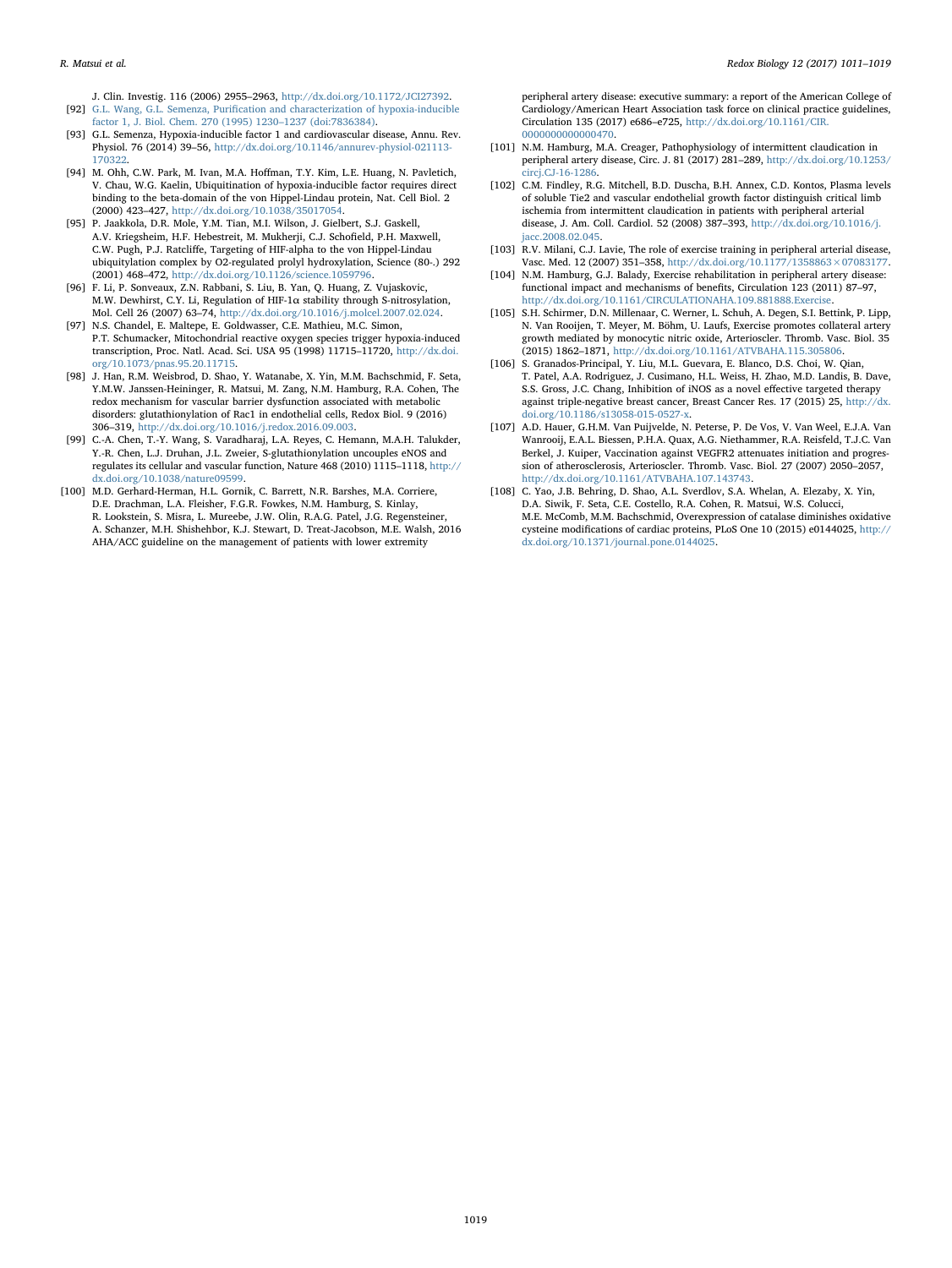J. Clin. Investig. 116 (2006) 2955–2963, http://dx.doi.org/10.1172/JCI27392.

[92] G.L. Wang, G.L. Semenza, Purification and characterization of hypoxia-inducible factor 1, J. Biol. Chem. 270 (1995) 1230–1237 (doi:7836384).

[93] G.L. Semenza, Hypoxia-inducible factor 1 and cardiovascular disease, Annu. Rev. Physiol. 76 (2014) 39–56, http://dx.doi.org/10.1146/annurev-physiol-021113-170322.

[94] M. Ohh, C.W. Park, M. Ivan, M.A. Hoffman, T.Y. Kim, L.E. Huang, N. Pavletich, V. Chau, W.G. Kaelin, Ubiquitination of hypoxia-inducible factor requires direct binding to the beta-domain of the von Hippel-Lindau protein, Nat. Cell Biol. 2 (2000) 423–427, http://dx.doi.org/10.1038/35017054.

[95] P. Jaakkola, D.R. Mole, Y.M. Tian, M.I. Wilson, J. Gielbert, S.J. Gaskell, A.V. Kriegsheim, H.F. Hebestreit, M. Mukherji, C.J. Schofield, P.H. Maxwell, C.W. Pugh, P.J. Ratcliffe, Targeting of HIF-alpha to the von Hippel-Lindau ubiquitylation complex by O2-regulated prolyl hydroxylation, Science (80-.) 292 (2001) 468–472, http://dx.doi.org/10.1126/science.1059796.

[96] F. Li, P. Sonveaux, Z.N. Rabbani, S. Liu, B. Yan, Q. Huang, Z. Vujaskovic, M.W. Dewhirst, C.Y. Li, Regulation of HIF-1α stability through S-nitrosylation, Mol. Cell 26 (2007) 63–74, http://dx.doi.org/10.1016/j.molcel.2007.02.024.

[97] N.S. Chandel, E. Maltepe, E. Goldwasser, C.E. Mathieu, M.C. Simon, P.T. Schumacker, Mitochondrial reactive oxygen species trigger hypoxia-induced transcription, Proc. Natl. Acad. Sci. USA 95 (1998) 11715–11720, http://dx.doi.org/10.1073/pnas.95.20.11715.

[98] J. Han, R.M. Weisbrod, D. Shao, Y. Watanabe, X. Yin, M.M. Bachschmid, F. Seta, Y.M.W. Janssen-Heininger, R. Matsui, M. Zang, N.M. Hamburg, R.A. Cohen, The redox mechanism for vascular barrier dysfunction associated with metabolic disorders: glutathionylation of Rac1 in endothelial cells, Redox Biol. 9 (2016) 306–319, http://dx.doi.org/10.1016/j.redox.2016.09.003.

[99] C.-A. Chen, T.-Y. Wang, S. Varadharaj, L.A. Reyes, C. Hemann, M.A.H. Talukder, Y.-R. Chen, L.J. Druhan, J.L. Zweier, S-glutathionylation uncouples eNOS and regulates its cellular and vascular function, Nature 468 (2010) 1115–1118, http://dx.doi.org/10.1038/nature09599.

[100] M.D. Gerhard-Herman, H.L. Gornik, C. Barrett, N.R. Barshes, M.A. Corriere, D.E. Drachman, L.A. Fleisher, F.G.R. Fowkes, N.M. Hamburg, S. Kinlay, R. Lookstein, S. Misra, L. Mureebe, J.W. Olin, R.A.G. Patel, J.G. Regensteiner, A. Schanzer, M.H. Shishehbor, K.J. Stewart, D. Treat-Jacobson, M.E. Walsh, 2016 AHA/ACC guideline on the management of patients with lower extremity peripheral artery disease: executive summary: a report of the American College of Cardiology/American Heart Association task force on clinical practice guidelines, Circulation 135 (2017) e686–e725, http://dx.doi.org/10.1161/CIR.0000000000000470.

[101] N.M. Hamburg, M.A. Creager, Pathophysiology of intermittent claudication in peripheral artery disease, Circ. J. 81 (2017) 281–289, http://dx.doi.org/10.1253/circj.CJ-16-1286.

[102] C.M. Findley, R.G. Mitchell, B.D. Duscha, B.H. Annex, C.D. Kontos, Plasma levels of soluble Tie2 and vascular endothelial growth factor distinguish critical limb ischemia from intermittent claudication in patients with peripheral arterial disease, J. Am. Coll. Cardiol. 52 (2008) 387–393, http://dx.doi.org/10.1016/j.jacc.2008.02.045.

[103] R.V. Milani, C.J. Lavie, The role of exercise training in peripheral arterial disease, Vasc. Med. 12 (2007) 351–358, http://dx.doi.org/10.1177/1358863×07083177.

[104] N.M. Hamburg, G.J. Balady, Exercise rehabilitation in peripheral artery disease: functional impact and mechanisms of benefits, Circulation 123 (2011) 87–97, http://dx.doi.org/10.1161/CIRCULATIONAHA.109.881888.Exercise.

[105] S.H. Schirmer, D.N. Millenaar, C. Werner, L. Schuh, A. Degen, S.I. Bettink, P. Lipp, N. Van Rooijen, T. Meyer, M. Böhm, U. Laufs, Exercise promotes collateral artery growth mediated by monocytic nitric oxide, Arterioscler. Thromb. Vasc. Biol. 35 (2015) 1862–1871, http://dx.doi.org/10.1161/ATVBAHA.115.305806.

[106] S. Granados-Principal, Y. Liu, M.L. Guevara, E. Blanco, D.S. Choi, W. Qian, T. Patel, A.A. Rodriguez, J. Cusimano, H.L. Weiss, H. Zhao, M.D. Landis, B. Dave, S.S. Gross, J.C. Chang, Inhibition of iNOS as a novel effective targeted therapy against triple-negative breast cancer, Breast Cancer Res. 17 (2015) 25, http://dx.doi.org/10.1186/s13058-015-0527-x.

[107] A.D. Hauer, G.H.M. Van Puijvelde, N. Peterse, P. De Vos, V. Van Weel, E.J.A. Van Wanrooij, E.A.L. Biessen, P.H.A. Quax, A.G. Niethammer, R.A. Reisfeld, T.J.C. Van Berkel, J. Kuiper, Vaccination against VEGFR2 attenuates initiation and progression of atherosclerosis, Arterioscler. Thromb. Vasc. Biol. 27 (2007) 2050–2057, http://dx.doi.org/10.1161/ATVBAHA.107.143743.

[108] C. Yao, J.B. Behring, D. Shao, A.L. Sverdlov, S.A. Whelan, A. Elezaby, X. Yin, D.A. Siwik, F. Seta, C.E. Costello, R.A. Cohen, R. Matsui, W.S. Colucci, M.E. McComb, M.M. Bachschmid, Overexpression of catalase diminishes oxidative cysteine modifications of cardiac proteins, PLoS One 10 (2015) e0144025, http://dx.doi.org/10.1371/journal.pone.0144025.